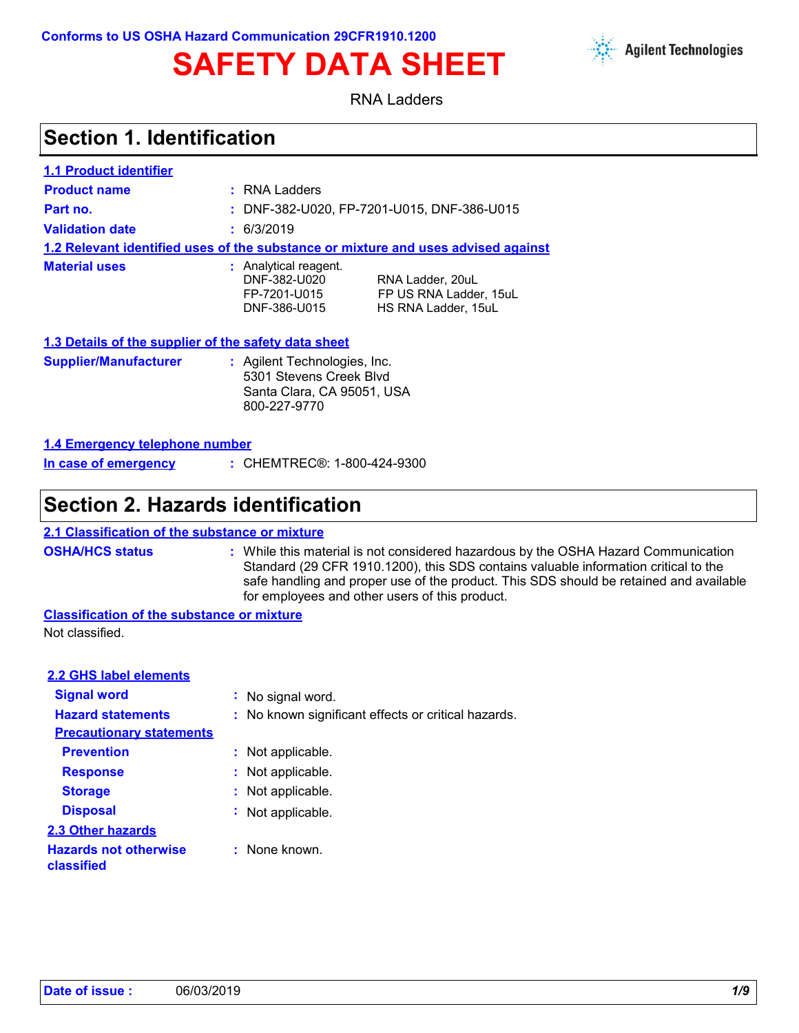Conforms to US OSHA Hazard Communication 29CFR1910.1200

# SAFETY DATA SHEET

Agilent Technologies

RNA Ladders

## Section 1. Identification

### 1.1 Product identifier

**Product name** : RNA Ladders

**Part no.** : DNF-382-U020, FP-7201-U015, DNF-386-U015

**Validation date** : 6/3/2019

### 1.2 Relevant identified uses of the substance or mixture and uses advised against

**Material uses** : Analytical reagent.

| | |
|---|---|
| DNF-382-U020 | RNA Ladder, 20uL |
| FP-7201-U015 | FP US RNA Ladder, 15uL |
| DNF-386-U015 | HS RNA Ladder, 15uL |

### 1.3 Details of the supplier of the safety data sheet

**Supplier/Manufacturer** : Agilent Technologies, Inc.
5301 Stevens Creek Blvd
Santa Clara, CA 95051, USA
800-227-9770

### 1.4 Emergency telephone number

**In case of emergency** : CHEMTREC®: 1-800-424-9300

## Section 2. Hazards identification

### 2.1 Classification of the substance or mixture

**OSHA/HCS status** : While this material is not considered hazardous by the OSHA Hazard Communication Standard (29 CFR 1910.1200), this SDS contains valuable information critical to the safe handling and proper use of the product. This SDS should be retained and available for employees and other users of this product.

**Classification of the substance or mixture**

Not classified.

### 2.2 GHS label elements

**Signal word** : No signal word.

**Hazard statements** : No known significant effects or critical hazards.

**Precautionary statements**

**Prevention** : Not applicable.

**Response** : Not applicable.

**Storage** : Not applicable.

**Disposal** : Not applicable.

### 2.3 Other hazards

**Hazards not otherwise classified** : None known.

**Date of issue :** 06/03/2019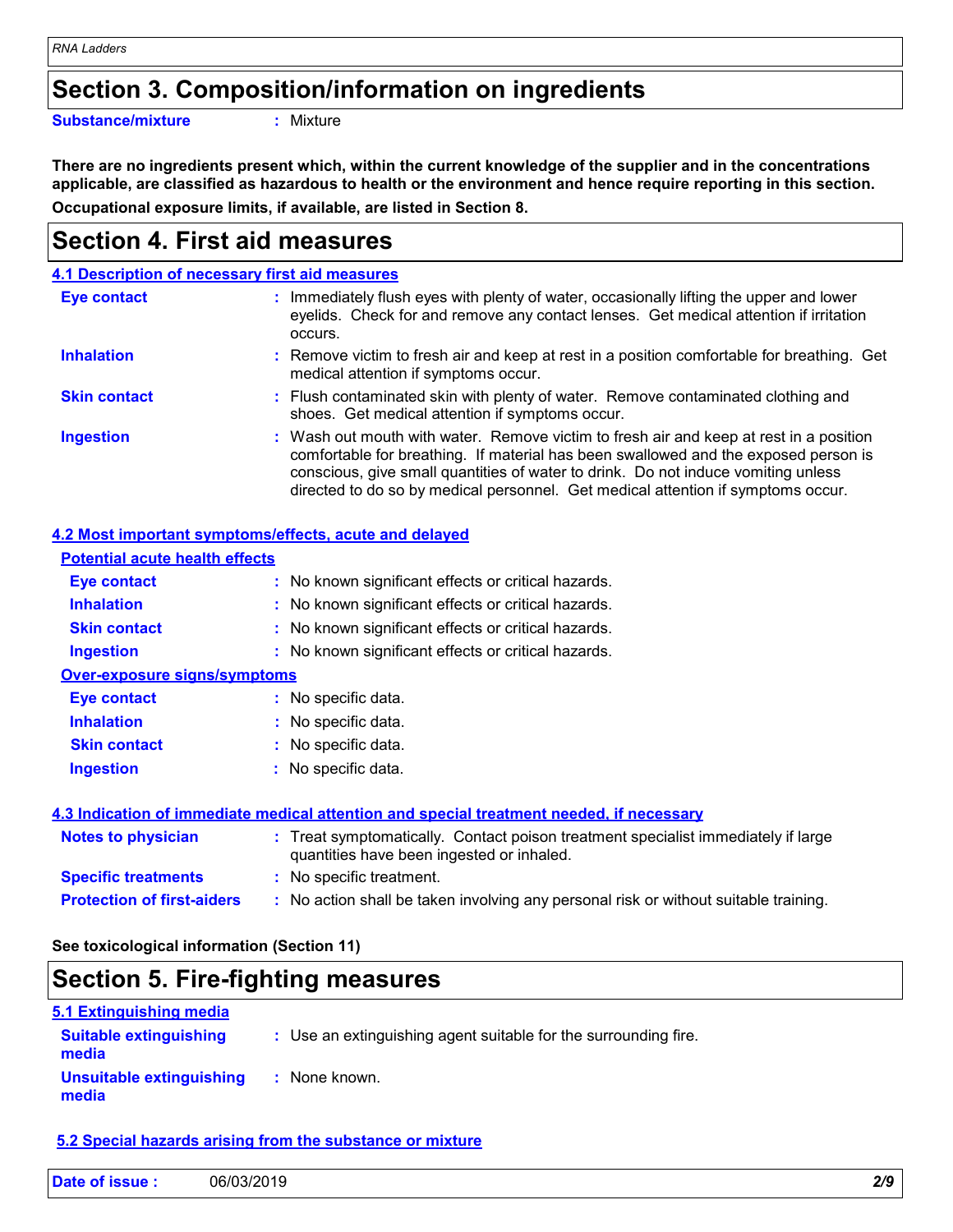## Section 3. Composition/information on ingredients

**Substance/mixture** : Mixture

**There are no ingredients present which, within the current knowledge of the supplier and in the concentrations applicable, are classified as hazardous to health or the environment and hence require reporting in this section.**

**Occupational exposure limits, if available, are listed in Section 8.**

## Section 4. First aid measures

### 4.1 Description of necessary first aid measures

| | |
|---|---|
| **Eye contact** | : Immediately flush eyes with plenty of water, occasionally lifting the upper and lower eyelids. Check for and remove any contact lenses. Get medical attention if irritation occurs. |
| **Inhalation** | : Remove victim to fresh air and keep at rest in a position comfortable for breathing. Get medical attention if symptoms occur. |
| **Skin contact** | : Flush contaminated skin with plenty of water. Remove contaminated clothing and shoes. Get medical attention if symptoms occur. |
| **Ingestion** | : Wash out mouth with water. Remove victim to fresh air and keep at rest in a position comfortable for breathing. If material has been swallowed and the exposed person is conscious, give small quantities of water to drink. Do not induce vomiting unless directed to do so by medical personnel. Get medical attention if symptoms occur. |

### 4.2 Most important symptoms/effects, acute and delayed

**Potential acute health effects**

| | |
|---|---|
| **Eye contact** | : No known significant effects or critical hazards. |
| **Inhalation** | : No known significant effects or critical hazards. |
| **Skin contact** | : No known significant effects or critical hazards. |
| **Ingestion** | : No known significant effects or critical hazards. |

**Over-exposure signs/symptoms**

| | |
|---|---|
| **Eye contact** | : No specific data. |
| **Inhalation** | : No specific data. |
| **Skin contact** | : No specific data. |
| **Ingestion** | : No specific data. |

### 4.3 Indication of immediate medical attention and special treatment needed, if necessary

| | |
|---|---|
| **Notes to physician** | : Treat symptomatically. Contact poison treatment specialist immediately if large quantities have been ingested or inhaled. |
| **Specific treatments** | : No specific treatment. |
| **Protection of first-aiders** | : No action shall be taken involving any personal risk or without suitable training. |

**See toxicological information (Section 11)**

## Section 5. Fire-fighting measures

### 5.1 Extinguishing media

| | |
|---|---|
| **Suitable extinguishing media** | : Use an extinguishing agent suitable for the surrounding fire. |
| **Unsuitable extinguishing media** | : None known. |

### 5.2 Special hazards arising from the substance or mixture

**Date of issue :** 06/03/2019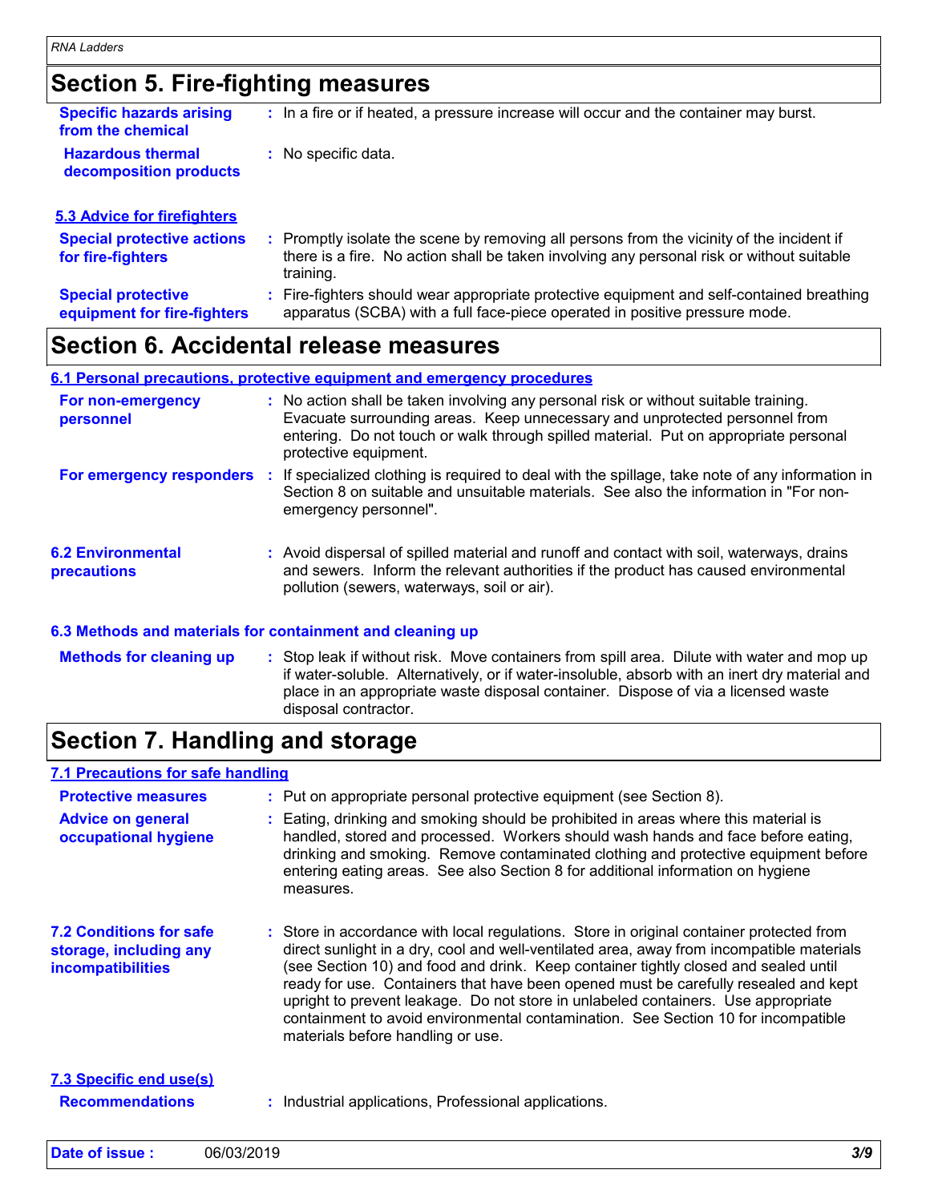## Section 5. Fire-fighting measures

**Specific hazards arising from the chemical** : In a fire or if heated, a pressure increase will occur and the container may burst.

**Hazardous thermal decomposition products** : No specific data.

### 5.3 Advice for firefighters

**Special protective actions for fire-fighters** : Promptly isolate the scene by removing all persons from the vicinity of the incident if there is a fire. No action shall be taken involving any personal risk or without suitable training.

**Special protective equipment for fire-fighters** : Fire-fighters should wear appropriate protective equipment and self-contained breathing apparatus (SCBA) with a full face-piece operated in positive pressure mode.

## Section 6. Accidental release measures

### 6.1 Personal precautions, protective equipment and emergency procedures

**For non-emergency personnel** : No action shall be taken involving any personal risk or without suitable training. Evacuate surrounding areas. Keep unnecessary and unprotected personnel from entering. Do not touch or walk through spilled material. Put on appropriate personal protective equipment.

**For emergency responders** : If specialized clothing is required to deal with the spillage, take note of any information in Section 8 on suitable and unsuitable materials. See also the information in "For non-emergency personnel".

### 6.2 Environmental precautions

: Avoid dispersal of spilled material and runoff and contact with soil, waterways, drains and sewers. Inform the relevant authorities if the product has caused environmental pollution (sewers, waterways, soil or air).

### 6.3 Methods and materials for containment and cleaning up

**Methods for cleaning up** : Stop leak if without risk. Move containers from spill area. Dilute with water and mop up if water-soluble. Alternatively, or if water-insoluble, absorb with an inert dry material and place in an appropriate waste disposal container. Dispose of via a licensed waste disposal contractor.

## Section 7. Handling and storage

### 7.1 Precautions for safe handling

**Protective measures** : Put on appropriate personal protective equipment (see Section 8).

**Advice on general occupational hygiene** : Eating, drinking and smoking should be prohibited in areas where this material is handled, stored and processed. Workers should wash hands and face before eating, drinking and smoking. Remove contaminated clothing and protective equipment before entering eating areas. See also Section 8 for additional information on hygiene measures.

### 7.2 Conditions for safe storage, including any incompatibilities

: Store in accordance with local regulations. Store in original container protected from direct sunlight in a dry, cool and well-ventilated area, away from incompatible materials (see Section 10) and food and drink. Keep container tightly closed and sealed until ready for use. Containers that have been opened must be carefully resealed and kept upright to prevent leakage. Do not store in unlabeled containers. Use appropriate containment to avoid environmental contamination. See Section 10 for incompatible materials before handling or use.

### 7.3 Specific end use(s)

**Recommendations** : Industrial applications, Professional applications.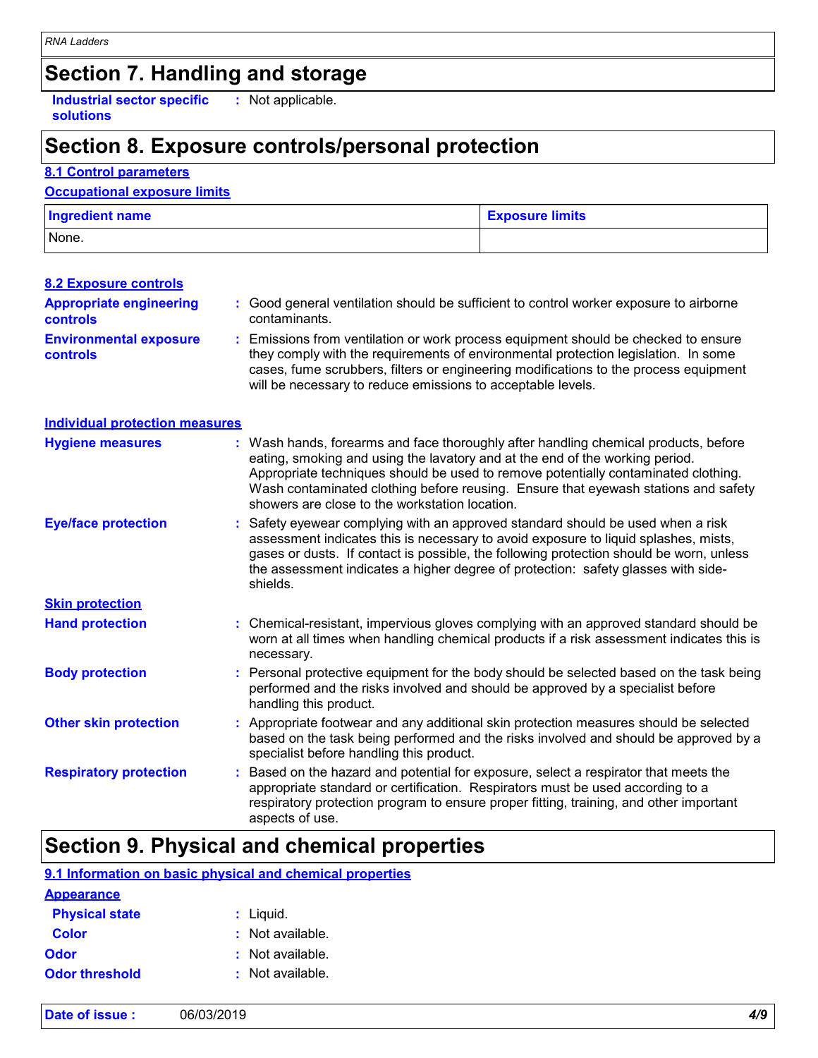## Section 7. Handling and storage

**Industrial sector specific solutions** : Not applicable.

## Section 8. Exposure controls/personal protection

### 8.1 Control parameters

**Occupational exposure limits**

| Ingredient name | Exposure limits |
| --- | --- |
| None. | |

### 8.2 Exposure controls

**Appropriate engineering controls** : Good general ventilation should be sufficient to control worker exposure to airborne contaminants.

**Environmental exposure controls** : Emissions from ventilation or work process equipment should be checked to ensure they comply with the requirements of environmental protection legislation. In some cases, fume scrubbers, filters or engineering modifications to the process equipment will be necessary to reduce emissions to acceptable levels.

**Individual protection measures**

**Hygiene measures** : Wash hands, forearms and face thoroughly after handling chemical products, before eating, smoking and using the lavatory and at the end of the working period. Appropriate techniques should be used to remove potentially contaminated clothing. Wash contaminated clothing before reusing. Ensure that eyewash stations and safety showers are close to the workstation location.

**Eye/face protection** : Safety eyewear complying with an approved standard should be used when a risk assessment indicates this is necessary to avoid exposure to liquid splashes, mists, gases or dusts. If contact is possible, the following protection should be worn, unless the assessment indicates a higher degree of protection: safety glasses with side-shields.

**Skin protection**

**Hand protection** : Chemical-resistant, impervious gloves complying with an approved standard should be worn at all times when handling chemical products if a risk assessment indicates this is necessary.

**Body protection** : Personal protective equipment for the body should be selected based on the task being performed and the risks involved and should be approved by a specialist before handling this product.

**Other skin protection** : Appropriate footwear and any additional skin protection measures should be selected based on the task being performed and the risks involved and should be approved by a specialist before handling this product.

**Respiratory protection** : Based on the hazard and potential for exposure, select a respirator that meets the appropriate standard or certification. Respirators must be used according to a respiratory protection program to ensure proper fitting, training, and other important aspects of use.

## Section 9. Physical and chemical properties

### 9.1 Information on basic physical and chemical properties

**Appearance**

**Physical state** : Liquid.

**Color** : Not available.

**Odor** : Not available.

**Odor threshold** : Not available.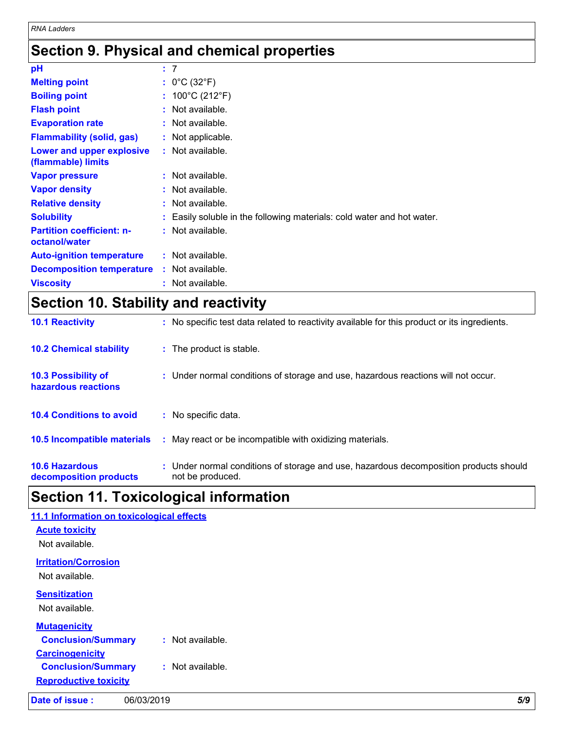## Section 9. Physical and chemical properties

| | |
|---|---|
| **pH** | : 7 |
| **Melting point** | : 0°C (32°F) |
| **Boiling point** | : 100°C (212°F) |
| **Flash point** | : Not available. |
| **Evaporation rate** | : Not available. |
| **Flammability (solid, gas)** | : Not applicable. |
| **Lower and upper explosive (flammable) limits** | : Not available. |
| **Vapor pressure** | : Not available. |
| **Vapor density** | : Not available. |
| **Relative density** | : Not available. |
| **Solubility** | : Easily soluble in the following materials: cold water and hot water. |
| **Partition coefficient: n-octanol/water** | : Not available. |
| **Auto-ignition temperature** | : Not available. |
| **Decomposition temperature** | : Not available. |
| **Viscosity** | : Not available. |

## Section 10. Stability and reactivity

| | |
|---|---|
| **10.1 Reactivity** | : No specific test data related to reactivity available for this product or its ingredients. |
| **10.2 Chemical stability** | : The product is stable. |
| **10.3 Possibility of hazardous reactions** | : Under normal conditions of storage and use, hazardous reactions will not occur. |
| **10.4 Conditions to avoid** | : No specific data. |
| **10.5 Incompatible materials** | : May react or be incompatible with oxidizing materials. |
| **10.6 Hazardous decomposition products** | : Under normal conditions of storage and use, hazardous decomposition products should not be produced. |

## Section 11. Toxicological information

### 11.1 Information on toxicological effects

**Acute toxicity**

Not available.

**Irritation/Corrosion**

Not available.

**Sensitization**

Not available.

**Mutagenicity**

**Conclusion/Summary** : Not available.

**Carcinogenicity**

**Conclusion/Summary** : Not available.

**Reproductive toxicity**

**Date of issue :** 06/03/2019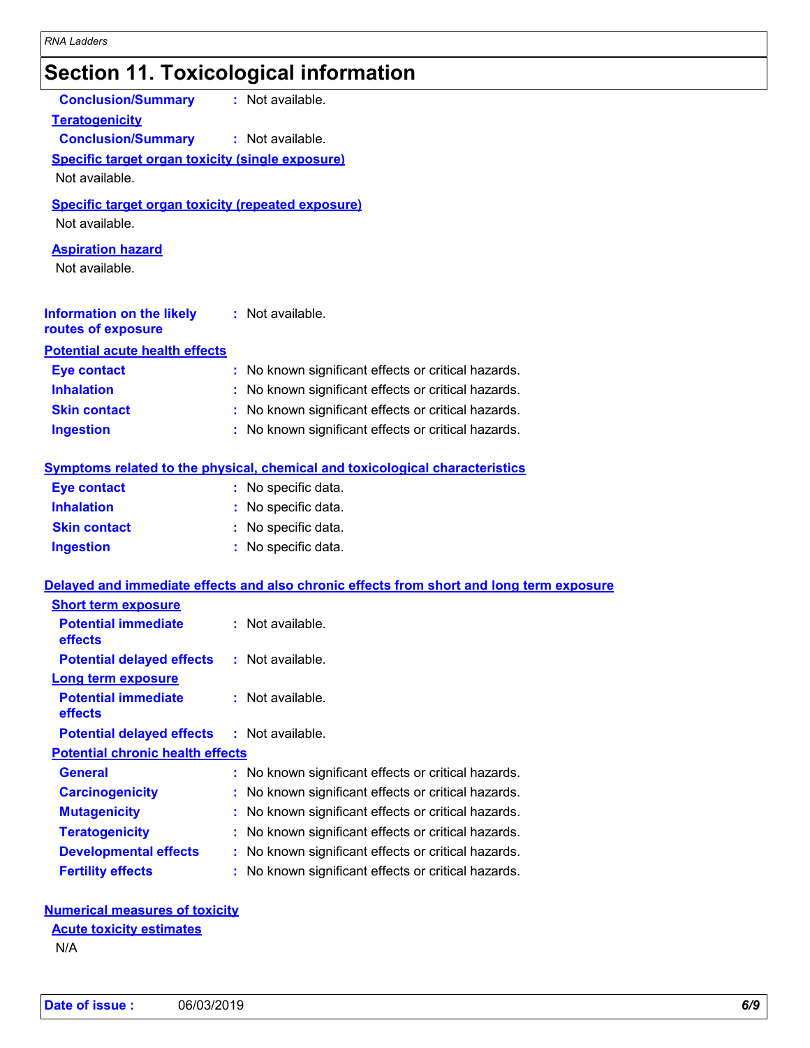## Section 11. Toxicological information

**Conclusion/Summary** : Not available.

**Teratogenicity**

**Conclusion/Summary** : Not available.

**Specific target organ toxicity (single exposure)**

Not available.

**Specific target organ toxicity (repeated exposure)**

Not available.

**Aspiration hazard**

Not available.

**Information on the likely routes of exposure** : Not available.

**Potential acute health effects**

| | |
|---|---|
| **Eye contact** | : No known significant effects or critical hazards. |
| **Inhalation** | : No known significant effects or critical hazards. |
| **Skin contact** | : No known significant effects or critical hazards. |
| **Ingestion** | : No known significant effects or critical hazards. |

**Symptoms related to the physical, chemical and toxicological characteristics**

| | |
|---|---|
| **Eye contact** | : No specific data. |
| **Inhalation** | : No specific data. |
| **Skin contact** | : No specific data. |
| **Ingestion** | : No specific data. |

**Delayed and immediate effects and also chronic effects from short and long term exposure**

**Short term exposure**

| | |
|---|---|
| **Potential immediate effects** | : Not available. |
| **Potential delayed effects** | : Not available. |

**Long term exposure**

| | |
|---|---|
| **Potential immediate effects** | : Not available. |
| **Potential delayed effects** | : Not available. |

**Potential chronic health effects**

| | |
|---|---|
| **General** | : No known significant effects or critical hazards. |
| **Carcinogenicity** | : No known significant effects or critical hazards. |
| **Mutagenicity** | : No known significant effects or critical hazards. |
| **Teratogenicity** | : No known significant effects or critical hazards. |
| **Developmental effects** | : No known significant effects or critical hazards. |
| **Fertility effects** | : No known significant effects or critical hazards. |

**Numerical measures of toxicity**

**Acute toxicity estimates**

N/A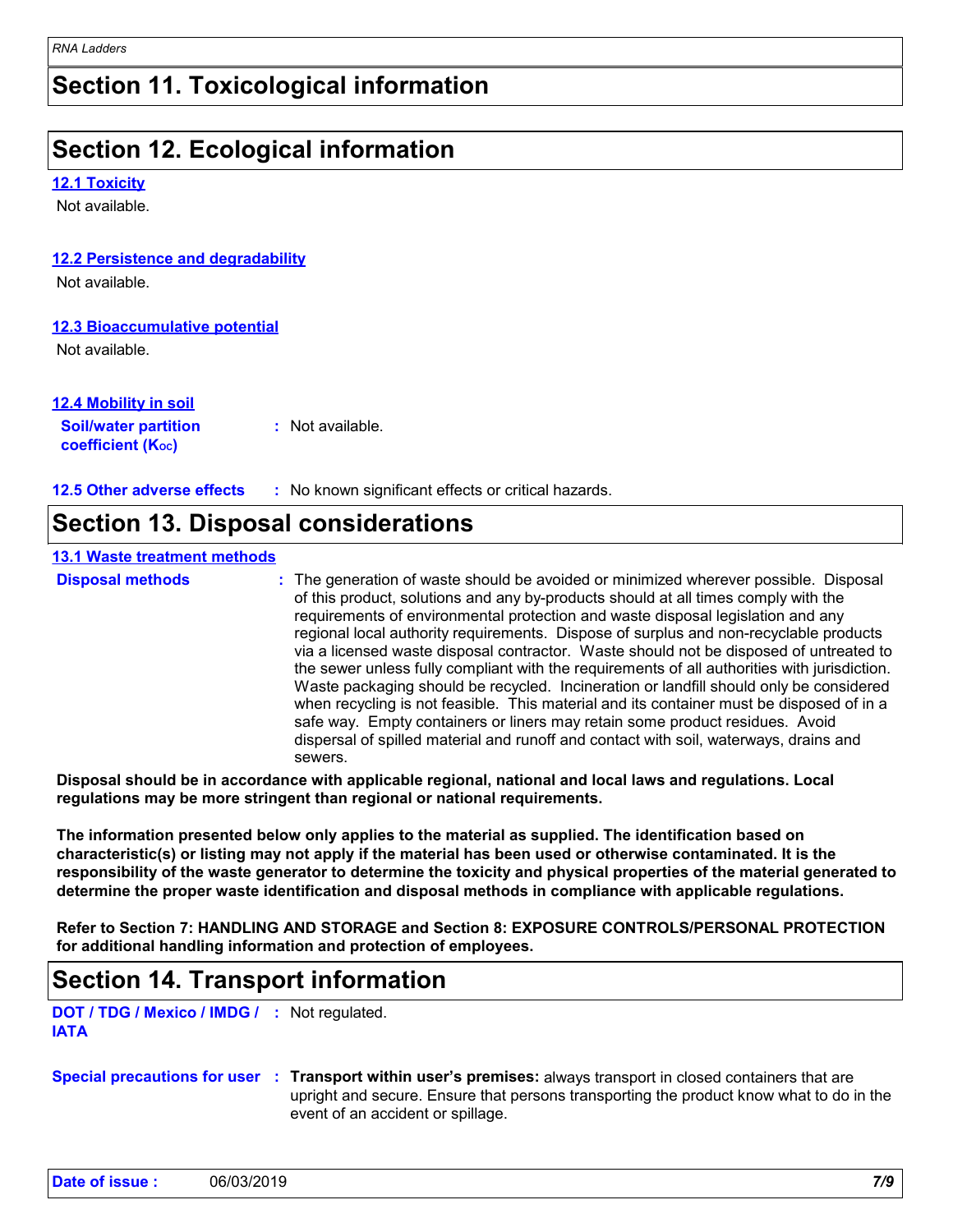## Section 11. Toxicological information

## Section 12. Ecological information

### 12.1 Toxicity

Not available.

### 12.2 Persistence and degradability

Not available.

### 12.3 Bioaccumulative potential

Not available.

### 12.4 Mobility in soil

**Soil/water partition coefficient ($K_{OC}$)** : Not available.

**12.5 Other adverse effects** : No known significant effects or critical hazards.

## Section 13. Disposal considerations

### 13.1 Waste treatment methods

**Disposal methods** : The generation of waste should be avoided or minimized wherever possible. Disposal of this product, solutions and any by-products should at all times comply with the requirements of environmental protection and waste disposal legislation and any regional local authority requirements. Dispose of surplus and non-recyclable products via a licensed waste disposal contractor. Waste should not be disposed of untreated to the sewer unless fully compliant with the requirements of all authorities with jurisdiction. Waste packaging should be recycled. Incineration or landfill should only be considered when recycling is not feasible. This material and its container must be disposed of in a safe way. Empty containers or liners may retain some product residues. Avoid dispersal of spilled material and runoff and contact with soil, waterways, drains and sewers.

**Disposal should be in accordance with applicable regional, national and local laws and regulations. Local regulations may be more stringent than regional or national requirements.**

**The information presented below only applies to the material as supplied. The identification based on characteristic(s) or listing may not apply if the material has been used or otherwise contaminated. It is the responsibility of the waste generator to determine the toxicity and physical properties of the material generated to determine the proper waste identification and disposal methods in compliance with applicable regulations.**

**Refer to Section 7: HANDLING AND STORAGE and Section 8: EXPOSURE CONTROLS/PERSONAL PROTECTION for additional handling information and protection of employees.**

## Section 14. Transport information

**DOT / TDG / Mexico / IMDG / IATA** : Not regulated.

**Special precautions for user** : **Transport within user's premises:** always transport in closed containers that are upright and secure. Ensure that persons transporting the product know what to do in the event of an accident or spillage.

**Date of issue :** 06/03/2019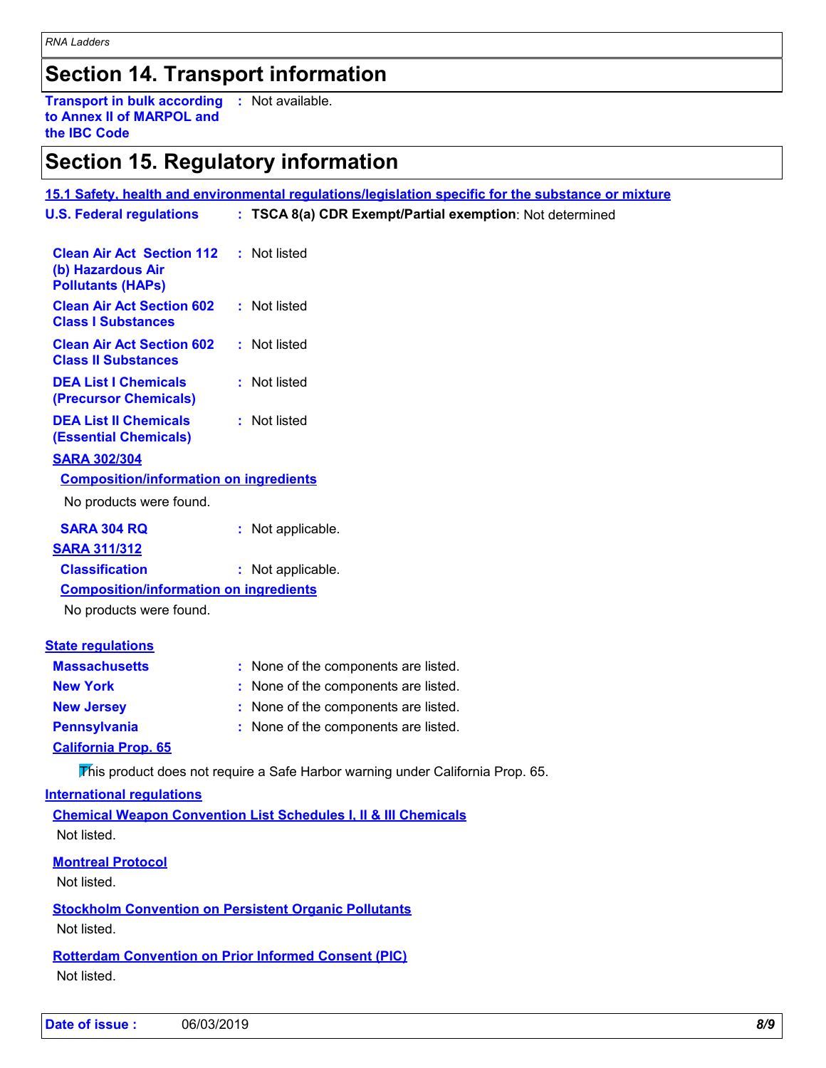## Section 14. Transport information

**Transport in bulk according to Annex II of MARPOL and the IBC Code** : Not available.

## Section 15. Regulatory information

**15.1 Safety, health and environmental regulations/legislation specific for the substance or mixture**

**U.S. Federal regulations** : **TSCA 8(a) CDR Exempt/Partial exemption**: Not determined

**Clean Air Act Section 112 (b) Hazardous Air Pollutants (HAPs)** : Not listed

**Clean Air Act Section 602 Class I Substances** : Not listed

**Clean Air Act Section 602 Class II Substances** : Not listed

**DEA List I Chemicals (Precursor Chemicals)** : Not listed

**DEA List II Chemicals (Essential Chemicals)** : Not listed

**SARA 302/304**

**Composition/information on ingredients**

No products were found.

**SARA 304 RQ** : Not applicable.

**SARA 311/312**

**Classification** : Not applicable.

**Composition/information on ingredients**

No products were found.

**State regulations**

**Massachusetts** : None of the components are listed.

**New York** : None of the components are listed.

**New Jersey** : None of the components are listed.

**Pennsylvania** : None of the components are listed.

**California Prop. 65**

This product does not require a Safe Harbor warning under California Prop. 65.

**International regulations**

**Chemical Weapon Convention List Schedules I, II & III Chemicals**

Not listed.

**Montreal Protocol**

Not listed.

**Stockholm Convention on Persistent Organic Pollutants**

Not listed.

**Rotterdam Convention on Prior Informed Consent (PIC)**

Not listed.

**Date of issue :** 06/03/2019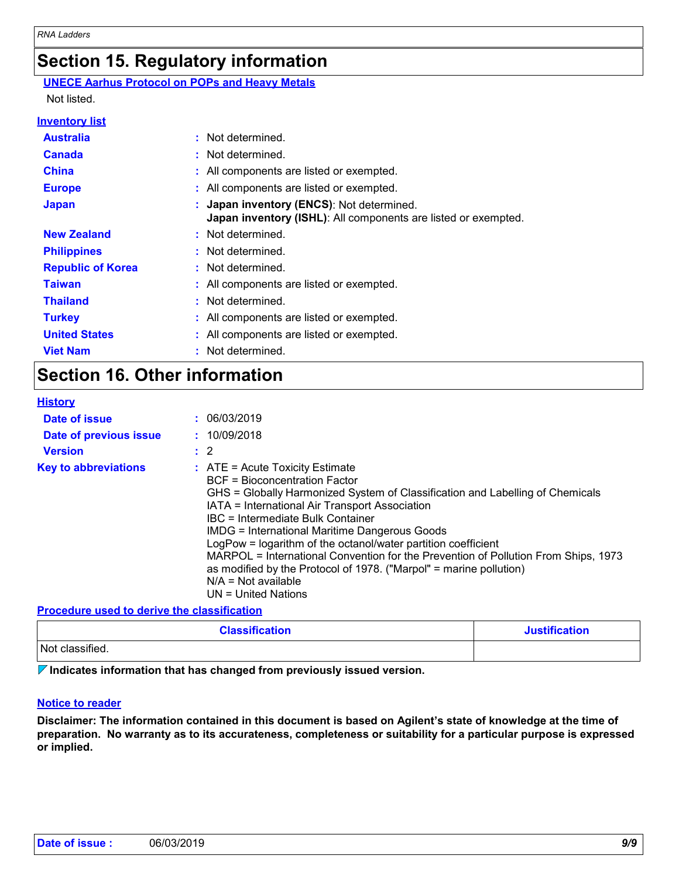# Section 15. Regulatory information

**UNECE Aarhus Protocol on POPs and Heavy Metals**

Not listed.

**Inventory list**

| | |
|---|---|
| **Australia** | : Not determined. |
| **Canada** | : Not determined. |
| **China** | : All components are listed or exempted. |
| **Europe** | : All components are listed or exempted. |
| **Japan** | : **Japan inventory (ENCS)**: Not determined.<br>**Japan inventory (ISHL)**: All components are listed or exempted. |
| **New Zealand** | : Not determined. |
| **Philippines** | : Not determined. |
| **Republic of Korea** | : Not determined. |
| **Taiwan** | : All components are listed or exempted. |
| **Thailand** | : Not determined. |
| **Turkey** | : All components are listed or exempted. |
| **United States** | : All components are listed or exempted. |
| **Viet Nam** | : Not determined. |

# Section 16. Other information

**History**

| | |
|---|---|
| **Date of issue** | : 06/03/2019 |
| **Date of previous issue** | : 10/09/2018 |
| **Version** | : 2 |
| **Key to abbreviations** | : ATE = Acute Toxicity Estimate<br>BCF = Bioconcentration Factor<br>GHS = Globally Harmonized System of Classification and Labelling of Chemicals<br>IATA = International Air Transport Association<br>IBC = Intermediate Bulk Container<br>IMDG = International Maritime Dangerous Goods<br>LogPow = logarithm of the octanol/water partition coefficient<br>MARPOL = International Convention for the Prevention of Pollution From Ships, 1973 as modified by the Protocol of 1978. ("Marpol" = marine pollution)<br>N/A = Not available<br>UN = United Nations |

**Procedure used to derive the classification**

| Classification | Justification |
|---|---|
| Not classified. | |

**Indicates information that has changed from previously issued version.**

**Notice to reader**

**Disclaimer: The information contained in this document is based on Agilent's state of knowledge at the time of preparation. No warranty as to its accurateness, completeness or suitability for a particular purpose is expressed or implied.**